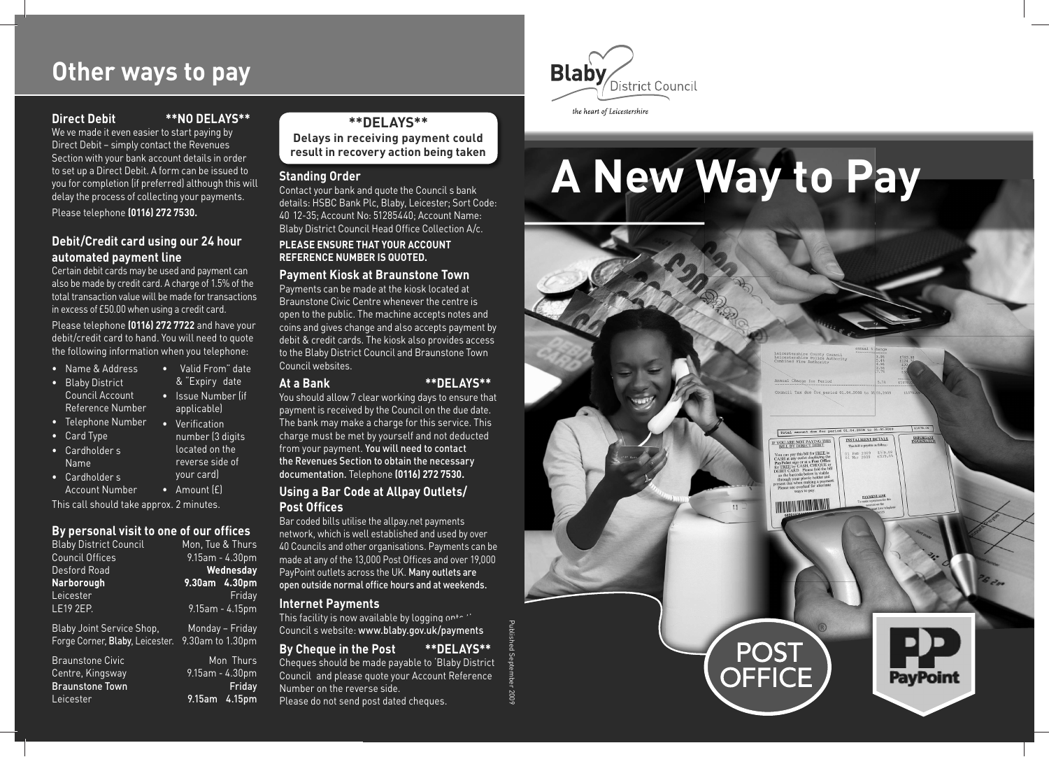# Other ways to pay

## Direct Debit **NO DELAYS**

We ve made it even easier to start paying by Direct Debit – simply contact the Revenues Section with your bank account details in order to set up a Direct Debit. A form can be issued to you for completion (if preferred) although this will delay the process of collecting your payments.

Please telephone **(0116) 272 7530.**

## Debit/Credit card using our 24 hour automated payment line

Certain debit cards may be used and payment can also be made by credit card. A charge of 1.5% of the total transaction value will be made for transactions in excess of £50.00 when using a credit card.

Please telephone **(0116) 272 7722** and have your debit/credit card to hand. You will need to quote the following information when you telephone:

- Name & Address
- Blaby District Council Account Reference Number
- Telephone Number
- Card Type
- Cardholder s Name
- Cardholder s Account Number
- Valid From" date & "Expiry date
- Issue Number (if applicable)
- Verification number (3 digits located on the reverse side of your card)
- Amount (£)

This call should take approx. 2 minutes.

## By personal visit to one of our offices

| | |
|---|---|
| Blaby District Council<br>Council Offices<br>Desford Road<br>**Narborough**<br>Leicester<br>LE19 2EP. | Mon, Tue & Thurs<br>9.15am - 4.30pm<br>**Wednesday**<br>**9.30am 4.30pm**<br>Friday<br>9.15am - 4.15pm |
| Blaby Joint Service Shop,<br>Forge Corner, **Blaby**, Leicester. | Monday – Friday<br>9.30am to 1.30pm |
| Braunstone Civic<br>Centre, Kingsway<br>**Braunstone Town**<br>Leicester | Mon Thurs<br>9.15am - 4.30pm<br>**Friday**<br>**9.15am 4.15pm** |

**\*\*DELAYS\*\***
**Delays in receiving payment could result in recovery action being taken**

## Standing Order

Contact your bank and quote the Council s bank details: HSBC Bank Plc, Blaby, Leicester; Sort Code: 40 12-35; Account No: 51285440; Account Name: Blaby District Council Head Office Collection A/c.

**PLEASE ENSURE THAT YOUR ACCOUNT REFERENCE NUMBER IS QUOTED.**

## Payment Kiosk at Braunstone Town

Payments can be made at the kiosk located at Braunstone Civic Centre whenever the centre is open to the public. The machine accepts notes and coins and gives change and also accepts payment by debit & credit cards. The kiosk also provides access to the Blaby District Council and Braunstone Town Council websites.

## At a Bank **DELAYS**

You should allow 7 clear working days to ensure that payment is received by the Council on the due date. The bank may make a charge for this service. This charge must be met by yourself and not deducted from your payment. **You will need to contact the Revenues Section to obtain the necessary documentation.** Telephone **(0116) 272 7530.**

## Using a Bar Code at Allpay Outlets/ Post Offices

Bar coded bills utilise the allpay.net payments network, which is well established and used by over 40 Councils and other organisations. Payments can be made at any of the 13,000 Post Offices and over 19,000 PayPoint outlets across the UK. **Many outlets are open outside normal office hours and at weekends.**

## Internet Payments

This facility is now available by logging onto the Council s website: **www.blaby.gov.uk/payments**

## By Cheque in the Post **DELAYS**

Cheques should be made payable to 'Blaby District Council and please quote your Account Reference Number on the reverse side.
Please do not send post dated cheques.

Published September 2009

Blaby District Council
*the heart of Leicestershire*

# A New Way to Pay

POST OFFICE

PayPoint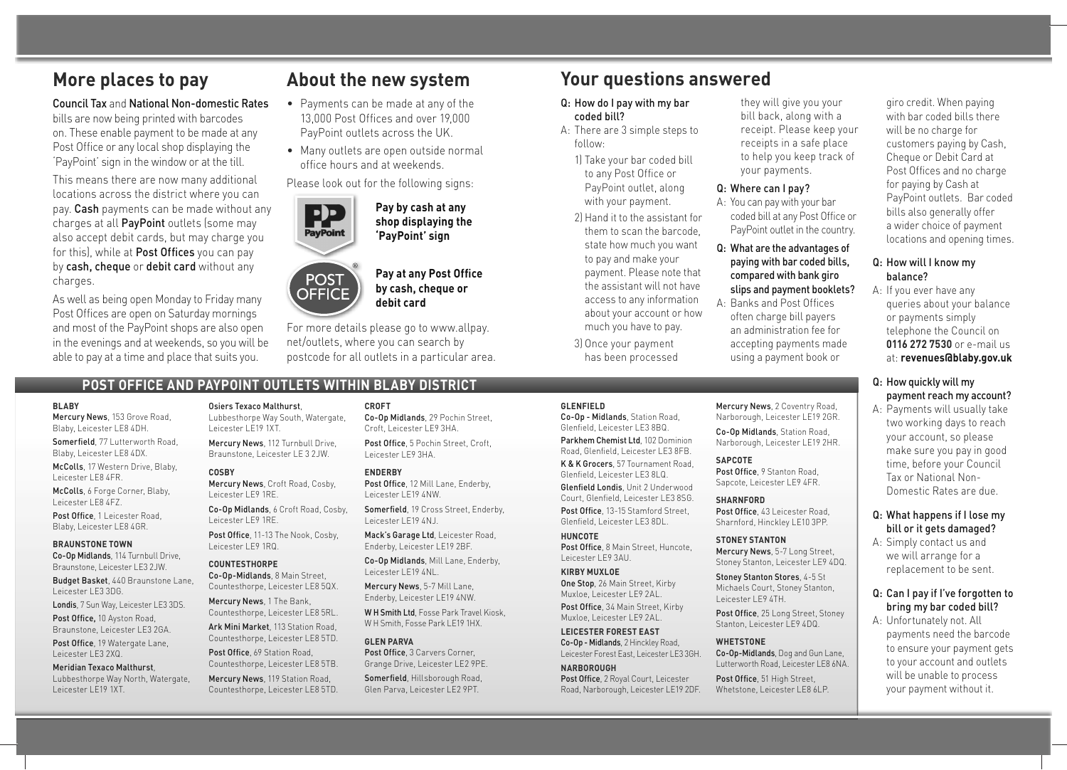## More places to pay

**Council Tax** and **National Non-domestic Rates** bills are now being printed with barcodes on. These enable payment to be made at any Post Office or any local shop displaying the 'PayPoint' sign in the window or at the till.

This means there are now many additional locations across the district where you can pay. **Cash** payments can be made without any charges at all **PayPoint** outlets (some may also accept debit cards, but may charge you for this), while at **Post Offices** you can pay by **cash, cheque** or **debit card** without any charges.

As well as being open Monday to Friday many Post Offices are open on Saturday mornings and most of the PayPoint shops are also open in the evenings and at weekends, so you will be able to pay at a time and place that suits you.

## About the new system

- Payments can be made at any of the 13,000 Post Offices and over 19,000 PayPoint outlets across the UK.
- Many outlets are open outside normal office hours and at weekends.

Please look out for the following signs:

**Pay by cash at any shop displaying the 'PayPoint' sign**

**Pay at any Post Office by cash, cheque or debit card**

For more details please go to www.allpay.net/outlets, where you can search by postcode for all outlets in a particular area.

## Your questions answered

**Q: How do I pay with my bar coded bill?**

A: There are 3 simple steps to follow:

1) Take your bar coded bill to any Post Office or PayPoint outlet, along with your payment.
2) Hand it to the assistant for them to scan the barcode, state how much you want to pay and make your payment. Please note that the assistant will not have access to any information about your account or how much you have to pay.
3) Once your payment has been processed they will give you your bill back, along with a receipt. Please keep your receipts in a safe place to help you keep track of your payments.

**Q: Where can I pay?**

A: You can pay with your bar coded bill at any Post Office or PayPoint outlet in the country.

**Q: What are the advantages of paying with bar coded bills, compared with bank giro slips and payment booklets?**

A: Banks and Post Offices often charge bill payers an administration fee for accepting payments made using a payment book or giro credit. When paying with bar coded bills there will be no charge for customers paying by Cash, Cheque or Debit Card at Post Offices and no charge for paying by Cash at PayPoint outlets. Bar coded bills also generally offer a wider choice of payment locations and opening times.

**Q: How will I know my balance?**

A: If you ever have any queries about your balance or payments simply telephone the Council on **0116 272 7530** or e-mail us at: **revenues@blaby.gov.uk**

**Q: How quickly will my payment reach my account?**

A: Payments will usually take two working days to reach your account, so please make sure you pay in good time, before your Council Tax or National Non-Domestic Rates are due.

**Q: What happens if I lose my bill or it gets damaged?**

A: Simply contact us and we will arrange for a replacement to be sent.

**Q: Can I pay if I've forgotten to bring my bar coded bill?**

A: Unfortunately not. All payments need the barcode to ensure your payment gets to your account and outlets will be unable to process your payment without it.

## POST OFFICE AND PAYPOINT OUTLETS WITHIN BLABY DISTRICT

### BLABY

**Mercury News**, 153 Grove Road, Blaby, Leicester LE8 4DH.

**Somerfield**, 77 Lutterworth Road, Blaby, Leicester LE8 4DX.

**McColls**, 17 Western Drive, Blaby, Leicester LE8 4FR.

**McColls**, 6 Forge Corner, Blaby, Leicester LE8 4FZ.

**Post Office**, 1 Leicester Road, Blaby, Leicester LE8 4GR.

### BRAUNSTONE TOWN

**Co-Op Midlands**, 114 Turnbull Drive, Braunstone, Leicester LE3 2JW.

**Budget Basket**, 440 Braunstone Lane, Leicester LE3 3DG.

**Londis**, 7 Sun Way, Leicester LE3 3DS.

**Post Office,** 10 Ayston Road, Braunstone, Leicester LE3 2GA.

**Post Office**, 19 Watergate Lane, Leicester LE3 2XQ.

**Meridian Texaco Malthurst**, Lubbesthorpe Way North, Watergate, Leicester LE19 1XT.

**Osiers Texaco Malthurst**, Lubbesthorpe Way South, Watergate, Leicester LE19 1XT.

**Mercury News**, 112 Turnbull Drive, Braunstone, Leicester LE 3 2JW.

### COSBY

**Mercury News**, Croft Road, Cosby, Leicester LE9 1RE.

**Co-Op Midlands**, 6 Croft Road, Cosby, Leicester LE9 1RE.

**Post Office**, 11-13 The Nook, Cosby, Leicester LE9 1RQ.

### COUNTESTHORPE

**Co-Op-Midlands**, 8 Main Street, Countesthorpe, Leicester LE8 5QX.

**Mercury News**, 1 The Bank, Countesthorpe, Leicester LE8 5RL.

**Ark Mini Market**, 113 Station Road, Countesthorpe, Leicester LE8 5TD.

**Post Office**, 69 Station Road, Countesthorpe, Leicester LE8 5TB.

**Mercury News**, 119 Station Road, Countesthorpe, Leicester LE8 5TD.

### CROFT

**Co-Op Midlands**, 29 Pochin Street, Croft, Leicester LE9 3HA.

**Post Office**, 5 Pochin Street, Croft, Leicester LE9 3HA.

### ENDERBY

**Post Office**, 12 Mill Lane, Enderby, Leicester LE19 4NW.

**Somerfield**, 19 Cross Street, Enderby, Leicester LE19 4NJ.

**Mack's Garage Ltd**, Leicester Road, Enderby, Leicester LE19 2BF.

**Co-Op Midlands**, Mill Lane, Enderby, Leicester LE19 4NL.

**Mercury News**, 5-7 Mill Lane, Enderby, Leicester LE19 4NW.

**W H Smith Ltd**, Fosse Park Travel Kiosk, W H Smith, Fosse Park LE19 1HX.

### GLEN PARVA

**Post Office**, 3 Carvers Corner, Grange Drive, Leicester LE2 9PE.

**Somerfield**, Hillsborough Road, Glen Parva, Leicester LE2 9PT.

### GLENFIELD

**Co-Op - Midlands**, Station Road, Glenfield, Leicester LE3 8BQ.

**Parkhem Chemist Ltd**, 102 Dominion Road, Glenfield, Leicester LE3 8FB.

**K & K Grocers**, 57 Tournament Road, Glenfield, Leicester LE3 8LQ.

**Glenfield Londis**, Unit 2 Underwood Court, Glenfield, Leicester LE3 8SG.

**Post Office**, 13-15 Stamford Street, Glenfield, Leicester LE3 8DL.

### HUNCOTE

**Post Office**, 8 Main Street, Huncote, Leicester LE9 3AU.

### KIRBY MUXLOE

**One Stop**, 26 Main Street, Kirby Muxloe, Leicester LE9 2AL.

**Post Office**, 34 Main Street, Kirby Muxloe, Leicester LE9 2AL.

### LEICESTER FOREST EAST

**Co-Op - Midlands**, 2 Hinckley Road, Leicester Forest East, Leicester LE3 3GH.

### NARBOROUGH

**Post Office**, 2 Royal Court, Leicester Road, Narborough, Leicester LE19 2DF.

**Mercury News**, 2 Coventry Road, Narborough, Leicester LE19 2GR.

**Co-Op Midlands**, Station Road, Narborough, Leicester LE19 2HR.

### SAPCOTE

**Post Office**, 9 Stanton Road, Sapcote, Leicester LE9 4FR.

### SHARNFORD

**Post Office**, 43 Leicester Road, Sharnford, Hinckley LE10 3PP.

### STONEY STANTON

**Mercury News**, 5-7 Long Street, Stoney Stanton, Leicester LE9 4DQ.

**Stoney Stanton Stores**, 4-5 St Michaels Court, Stoney Stanton, Leicester LE9 4TH.

**Post Office**, 25 Long Street, Stoney Stanton, Leicester LE9 4DQ.

### WHETSTONE

**Co-Op-Midlands**, Dog and Gun Lane, Lutterworth Road, Leicester LE8 6NA.

**Post Office**, 51 High Street, Whetstone, Leicester LE8 6LP.